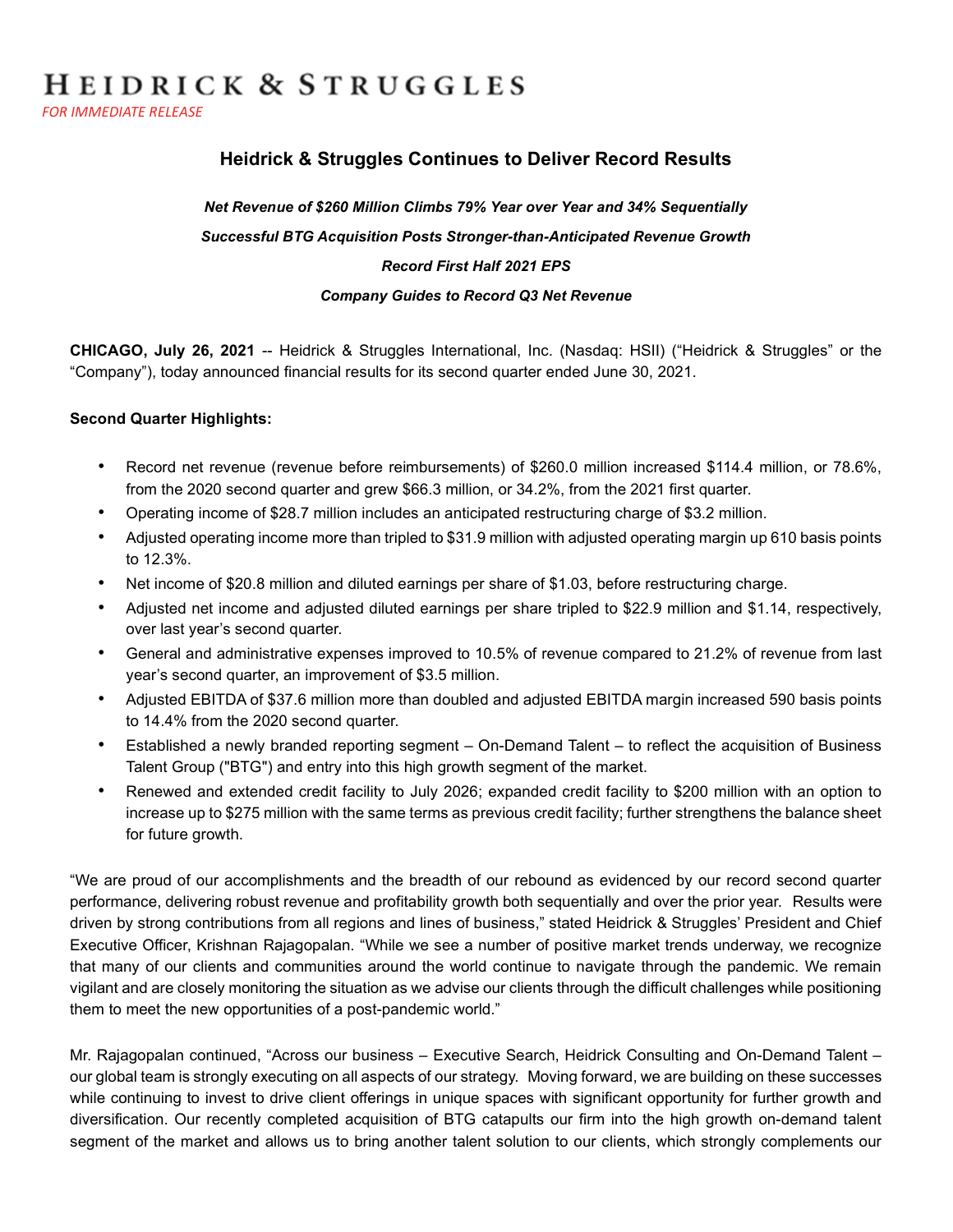# HEIDRICK & STRUGGLES

*FOR IMMEDIATE RELEASE*

## Heidrick & Struggles Continues to Deliver Record Results

***Net Revenue of $260 Million Climbs 79% Year over Year and 34% Sequentially***

***Successful BTG Acquisition Posts Stronger-than-Anticipated Revenue Growth***

***Record First Half 2021 EPS***

***Company Guides to Record Q3 Net Revenue***

**CHICAGO, July 26, 2021** -- Heidrick & Struggles International, Inc. (Nasdaq: HSII) ("Heidrick & Struggles" or the "Company"), today announced financial results for its second quarter ended June 30, 2021.

**Second Quarter Highlights:**

- Record net revenue (revenue before reimbursements) of $260.0 million increased $114.4 million, or 78.6%, from the 2020 second quarter and grew $66.3 million, or 34.2%, from the 2021 first quarter.
- Operating income of $28.7 million includes an anticipated restructuring charge of $3.2 million.
- Adjusted operating income more than tripled to $31.9 million with adjusted operating margin up 610 basis points to 12.3%.
- Net income of $20.8 million and diluted earnings per share of $1.03, before restructuring charge.
- Adjusted net income and adjusted diluted earnings per share tripled to $22.9 million and $1.14, respectively, over last year's second quarter.
- General and administrative expenses improved to 10.5% of revenue compared to 21.2% of revenue from last year's second quarter, an improvement of $3.5 million.
- Adjusted EBITDA of $37.6 million more than doubled and adjusted EBITDA margin increased 590 basis points to 14.4% from the 2020 second quarter.
- Established a newly branded reporting segment – On-Demand Talent – to reflect the acquisition of Business Talent Group ("BTG") and entry into this high growth segment of the market.
- Renewed and extended credit facility to July 2026; expanded credit facility to $200 million with an option to increase up to $275 million with the same terms as previous credit facility; further strengthens the balance sheet for future growth.

"We are proud of our accomplishments and the breadth of our rebound as evidenced by our record second quarter performance, delivering robust revenue and profitability growth both sequentially and over the prior year. Results were driven by strong contributions from all regions and lines of business," stated Heidrick & Struggles' President and Chief Executive Officer, Krishnan Rajagopalan. "While we see a number of positive market trends underway, we recognize that many of our clients and communities around the world continue to navigate through the pandemic. We remain vigilant and are closely monitoring the situation as we advise our clients through the difficult challenges while positioning them to meet the new opportunities of a post-pandemic world."

Mr. Rajagopalan continued, "Across our business – Executive Search, Heidrick Consulting and On-Demand Talent – our global team is strongly executing on all aspects of our strategy. Moving forward, we are building on these successes while continuing to invest to drive client offerings in unique spaces with significant opportunity for further growth and diversification. Our recently completed acquisition of BTG catapults our firm into the high growth on-demand talent segment of the market and allows us to bring another talent solution to our clients, which strongly complements our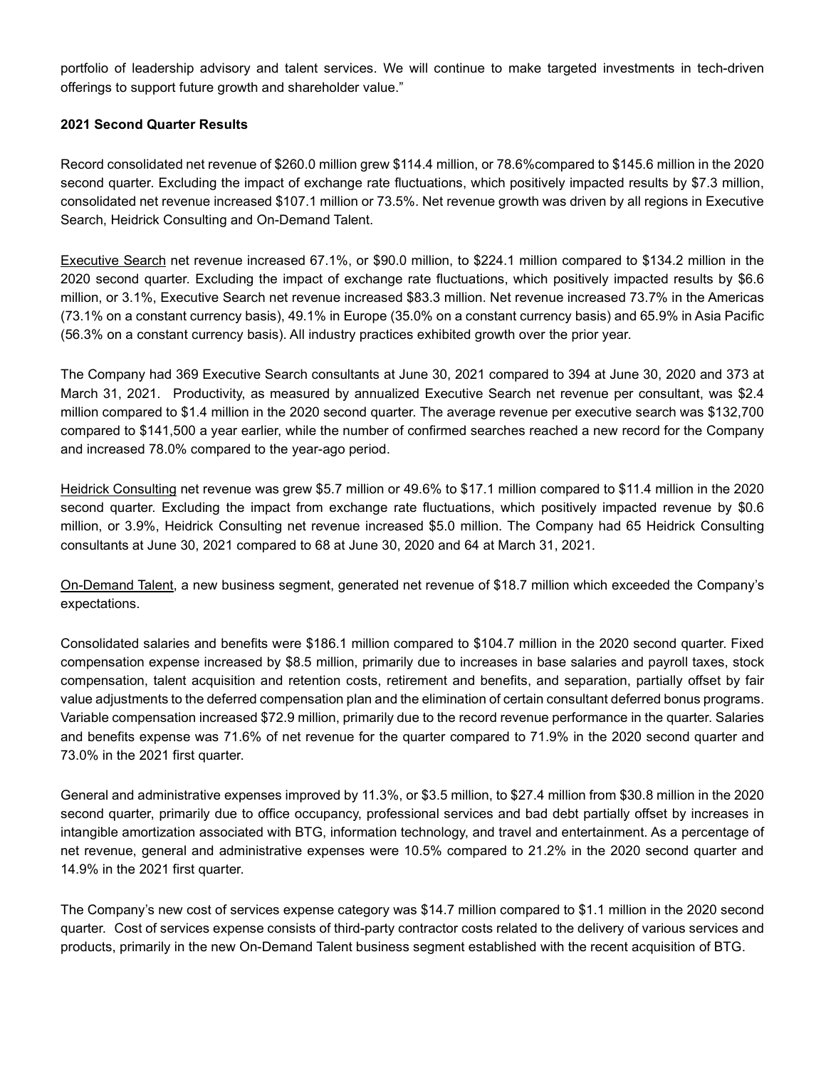portfolio of leadership advisory and talent services. We will continue to make targeted investments in tech-driven offerings to support future growth and shareholder value."

**2021 Second Quarter Results**

Record consolidated net revenue of $260.0 million grew $114.4 million, or 78.6%compared to $145.6 million in the 2020 second quarter. Excluding the impact of exchange rate fluctuations, which positively impacted results by $7.3 million, consolidated net revenue increased $107.1 million or 73.5%. Net revenue growth was driven by all regions in Executive Search, Heidrick Consulting and On-Demand Talent.

Executive Search net revenue increased 67.1%, or $90.0 million, to $224.1 million compared to $134.2 million in the 2020 second quarter. Excluding the impact of exchange rate fluctuations, which positively impacted results by $6.6 million, or 3.1%, Executive Search net revenue increased $83.3 million. Net revenue increased 73.7% in the Americas (73.1% on a constant currency basis), 49.1% in Europe (35.0% on a constant currency basis) and 65.9% in Asia Pacific (56.3% on a constant currency basis). All industry practices exhibited growth over the prior year.

The Company had 369 Executive Search consultants at June 30, 2021 compared to 394 at June 30, 2020 and 373 at March 31, 2021. Productivity, as measured by annualized Executive Search net revenue per consultant, was $2.4 million compared to $1.4 million in the 2020 second quarter. The average revenue per executive search was $132,700 compared to $141,500 a year earlier, while the number of confirmed searches reached a new record for the Company and increased 78.0% compared to the year-ago period.

Heidrick Consulting net revenue was grew $5.7 million or 49.6% to $17.1 million compared to $11.4 million in the 2020 second quarter. Excluding the impact from exchange rate fluctuations, which positively impacted revenue by $0.6 million, or 3.9%, Heidrick Consulting net revenue increased $5.0 million. The Company had 65 Heidrick Consulting consultants at June 30, 2021 compared to 68 at June 30, 2020 and 64 at March 31, 2021.

On-Demand Talent, a new business segment, generated net revenue of $18.7 million which exceeded the Company's expectations.

Consolidated salaries and benefits were $186.1 million compared to $104.7 million in the 2020 second quarter. Fixed compensation expense increased by $8.5 million, primarily due to increases in base salaries and payroll taxes, stock compensation, talent acquisition and retention costs, retirement and benefits, and separation, partially offset by fair value adjustments to the deferred compensation plan and the elimination of certain consultant deferred bonus programs. Variable compensation increased $72.9 million, primarily due to the record revenue performance in the quarter. Salaries and benefits expense was 71.6% of net revenue for the quarter compared to 71.9% in the 2020 second quarter and 73.0% in the 2021 first quarter.

General and administrative expenses improved by 11.3%, or $3.5 million, to $27.4 million from $30.8 million in the 2020 second quarter, primarily due to office occupancy, professional services and bad debt partially offset by increases in intangible amortization associated with BTG, information technology, and travel and entertainment. As a percentage of net revenue, general and administrative expenses were 10.5% compared to 21.2% in the 2020 second quarter and 14.9% in the 2021 first quarter.

The Company's new cost of services expense category was $14.7 million compared to $1.1 million in the 2020 second quarter. Cost of services expense consists of third-party contractor costs related to the delivery of various services and products, primarily in the new On-Demand Talent business segment established with the recent acquisition of BTG.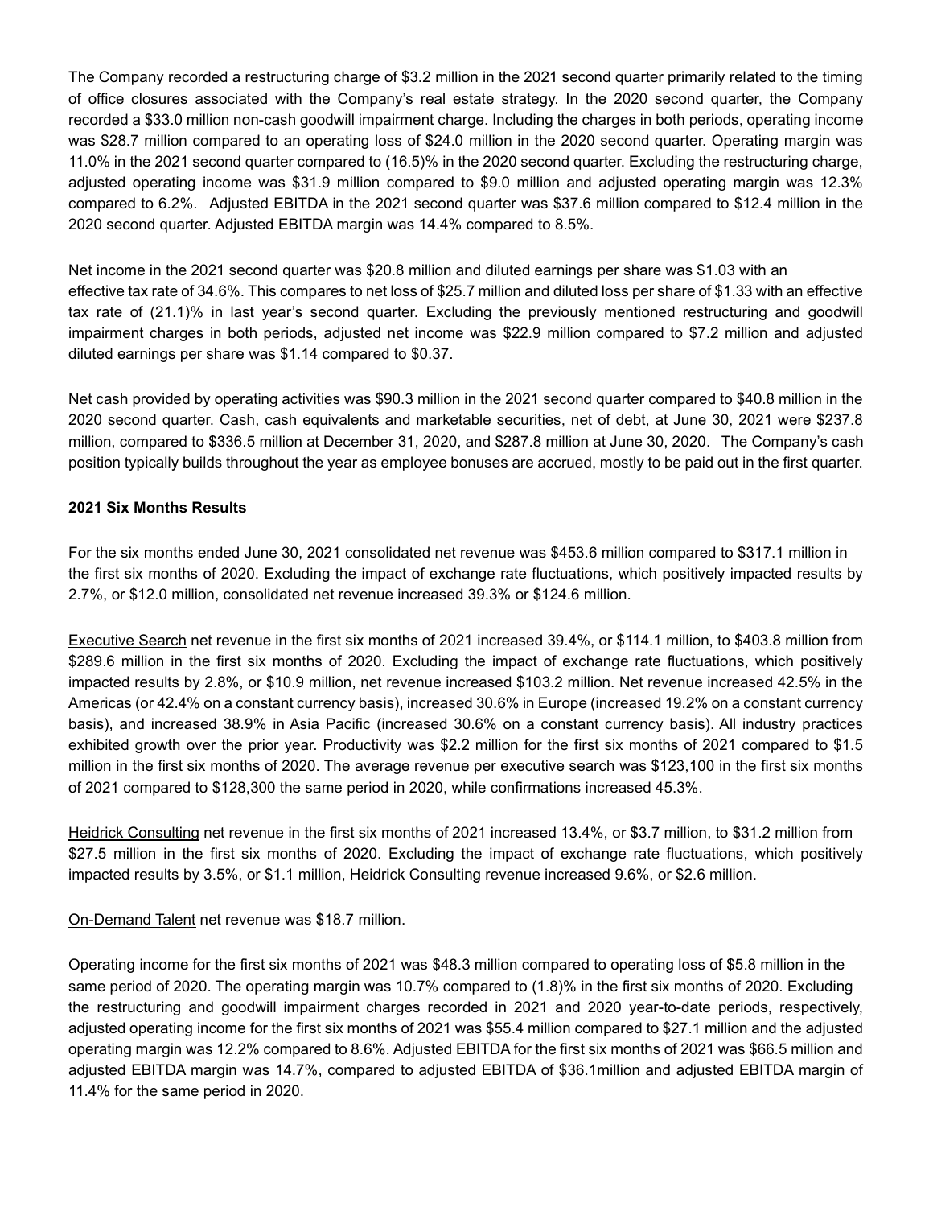The Company recorded a restructuring charge of $3.2 million in the 2021 second quarter primarily related to the timing of office closures associated with the Company's real estate strategy. In the 2020 second quarter, the Company recorded a $33.0 million non-cash goodwill impairment charge. Including the charges in both periods, operating income was $28.7 million compared to an operating loss of $24.0 million in the 2020 second quarter. Operating margin was 11.0% in the 2021 second quarter compared to (16.5)% in the 2020 second quarter. Excluding the restructuring charge, adjusted operating income was $31.9 million compared to $9.0 million and adjusted operating margin was 12.3% compared to 6.2%. Adjusted EBITDA in the 2021 second quarter was $37.6 million compared to $12.4 million in the 2020 second quarter. Adjusted EBITDA margin was 14.4% compared to 8.5%.

Net income in the 2021 second quarter was $20.8 million and diluted earnings per share was $1.03 with an effective tax rate of 34.6%. This compares to net loss of $25.7 million and diluted loss per share of $1.33 with an effective tax rate of (21.1)% in last year's second quarter. Excluding the previously mentioned restructuring and goodwill impairment charges in both periods, adjusted net income was $22.9 million compared to $7.2 million and adjusted diluted earnings per share was $1.14 compared to $0.37.

Net cash provided by operating activities was $90.3 million in the 2021 second quarter compared to $40.8 million in the 2020 second quarter. Cash, cash equivalents and marketable securities, net of debt, at June 30, 2021 were $237.8 million, compared to $336.5 million at December 31, 2020, and $287.8 million at June 30, 2020. The Company's cash position typically builds throughout the year as employee bonuses are accrued, mostly to be paid out in the first quarter.

**2021 Six Months Results**

For the six months ended June 30, 2021 consolidated net revenue was $453.6 million compared to $317.1 million in the first six months of 2020. Excluding the impact of exchange rate fluctuations, which positively impacted results by 2.7%, or $12.0 million, consolidated net revenue increased 39.3% or $124.6 million.

Executive Search net revenue in the first six months of 2021 increased 39.4%, or $114.1 million, to $403.8 million from $289.6 million in the first six months of 2020. Excluding the impact of exchange rate fluctuations, which positively impacted results by 2.8%, or $10.9 million, net revenue increased $103.2 million. Net revenue increased 42.5% in the Americas (or 42.4% on a constant currency basis), increased 30.6% in Europe (increased 19.2% on a constant currency basis), and increased 38.9% in Asia Pacific (increased 30.6% on a constant currency basis). All industry practices exhibited growth over the prior year. Productivity was $2.2 million for the first six months of 2021 compared to $1.5 million in the first six months of 2020. The average revenue per executive search was $123,100 in the first six months of 2021 compared to $128,300 the same period in 2020, while confirmations increased 45.3%.

Heidrick Consulting net revenue in the first six months of 2021 increased 13.4%, or $3.7 million, to $31.2 million from $27.5 million in the first six months of 2020. Excluding the impact of exchange rate fluctuations, which positively impacted results by 3.5%, or $1.1 million, Heidrick Consulting revenue increased 9.6%, or $2.6 million.

On-Demand Talent net revenue was $18.7 million.

Operating income for the first six months of 2021 was $48.3 million compared to operating loss of $5.8 million in the same period of 2020. The operating margin was 10.7% compared to (1.8)% in the first six months of 2020. Excluding the restructuring and goodwill impairment charges recorded in 2021 and 2020 year-to-date periods, respectively, adjusted operating income for the first six months of 2021 was $55.4 million compared to $27.1 million and the adjusted operating margin was 12.2% compared to 8.6%. Adjusted EBITDA for the first six months of 2021 was $66.5 million and adjusted EBITDA margin was 14.7%, compared to adjusted EBITDA of $36.1million and adjusted EBITDA margin of 11.4% for the same period in 2020.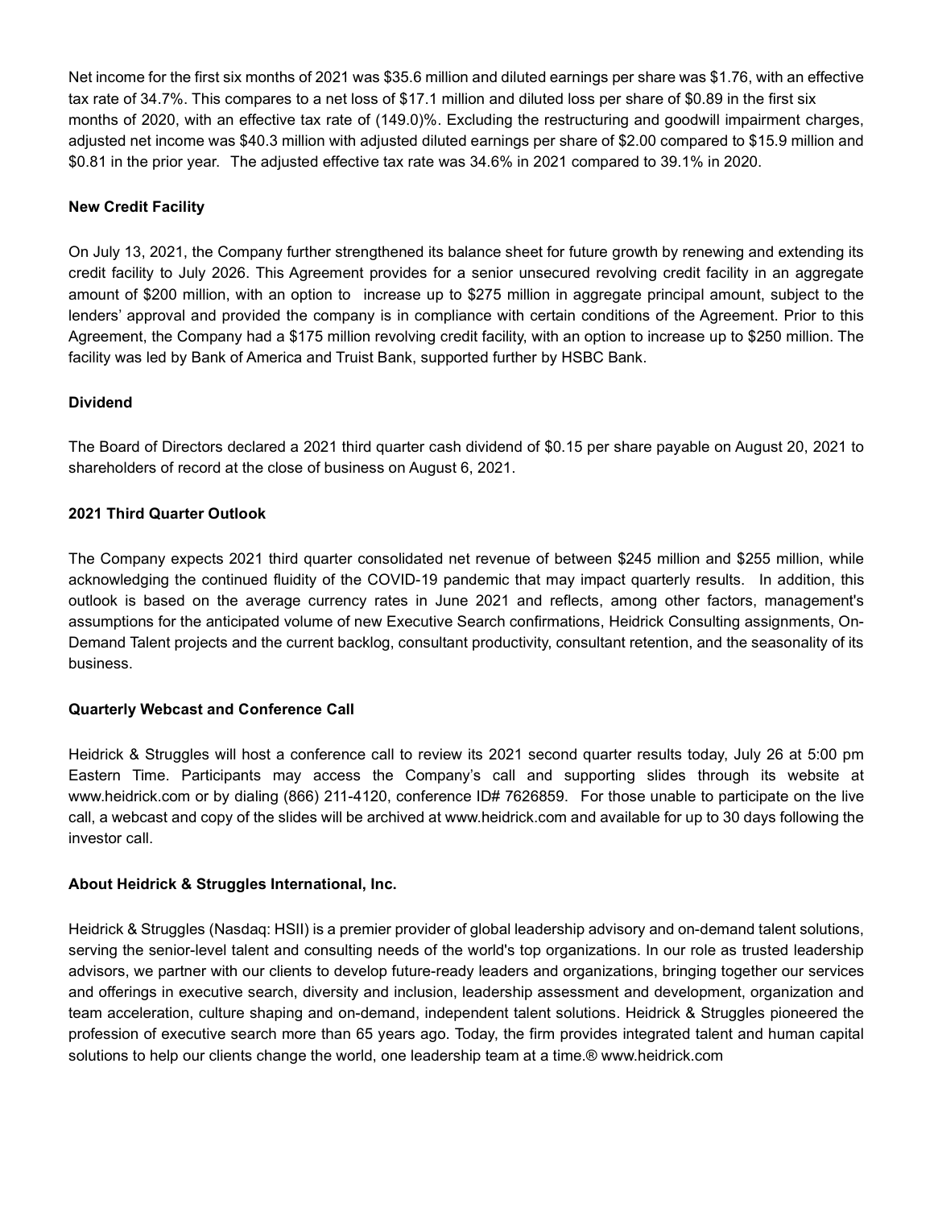Net income for the first six months of 2021 was $35.6 million and diluted earnings per share was $1.76, with an effective tax rate of 34.7%. This compares to a net loss of $17.1 million and diluted loss per share of $0.89 in the first six months of 2020, with an effective tax rate of (149.0)%. Excluding the restructuring and goodwill impairment charges, adjusted net income was $40.3 million with adjusted diluted earnings per share of $2.00 compared to $15.9 million and $0.81 in the prior year. The adjusted effective tax rate was 34.6% in 2021 compared to 39.1% in 2020.

**New Credit Facility**

On July 13, 2021, the Company further strengthened its balance sheet for future growth by renewing and extending its credit facility to July 2026. This Agreement provides for a senior unsecured revolving credit facility in an aggregate amount of $200 million, with an option to increase up to $275 million in aggregate principal amount, subject to the lenders' approval and provided the company is in compliance with certain conditions of the Agreement. Prior to this Agreement, the Company had a $175 million revolving credit facility, with an option to increase up to $250 million. The facility was led by Bank of America and Truist Bank, supported further by HSBC Bank.

**Dividend**

The Board of Directors declared a 2021 third quarter cash dividend of $0.15 per share payable on August 20, 2021 to shareholders of record at the close of business on August 6, 2021.

**2021 Third Quarter Outlook**

The Company expects 2021 third quarter consolidated net revenue of between $245 million and $255 million, while acknowledging the continued fluidity of the COVID-19 pandemic that may impact quarterly results. In addition, this outlook is based on the average currency rates in June 2021 and reflects, among other factors, management's assumptions for the anticipated volume of new Executive Search confirmations, Heidrick Consulting assignments, On-Demand Talent projects and the current backlog, consultant productivity, consultant retention, and the seasonality of its business.

**Quarterly Webcast and Conference Call**

Heidrick & Struggles will host a conference call to review its 2021 second quarter results today, July 26 at 5:00 pm Eastern Time. Participants may access the Company's call and supporting slides through its website at www.heidrick.com or by dialing (866) 211-4120, conference ID# 7626859. For those unable to participate on the live call, a webcast and copy of the slides will be archived at www.heidrick.com and available for up to 30 days following the investor call.

**About Heidrick & Struggles International, Inc.**

Heidrick & Struggles (Nasdaq: HSII) is a premier provider of global leadership advisory and on-demand talent solutions, serving the senior-level talent and consulting needs of the world's top organizations. In our role as trusted leadership advisors, we partner with our clients to develop future-ready leaders and organizations, bringing together our services and offerings in executive search, diversity and inclusion, leadership assessment and development, organization and team acceleration, culture shaping and on-demand, independent talent solutions. Heidrick & Struggles pioneered the profession of executive search more than 65 years ago. Today, the firm provides integrated talent and human capital solutions to help our clients change the world, one leadership team at a time.® www.heidrick.com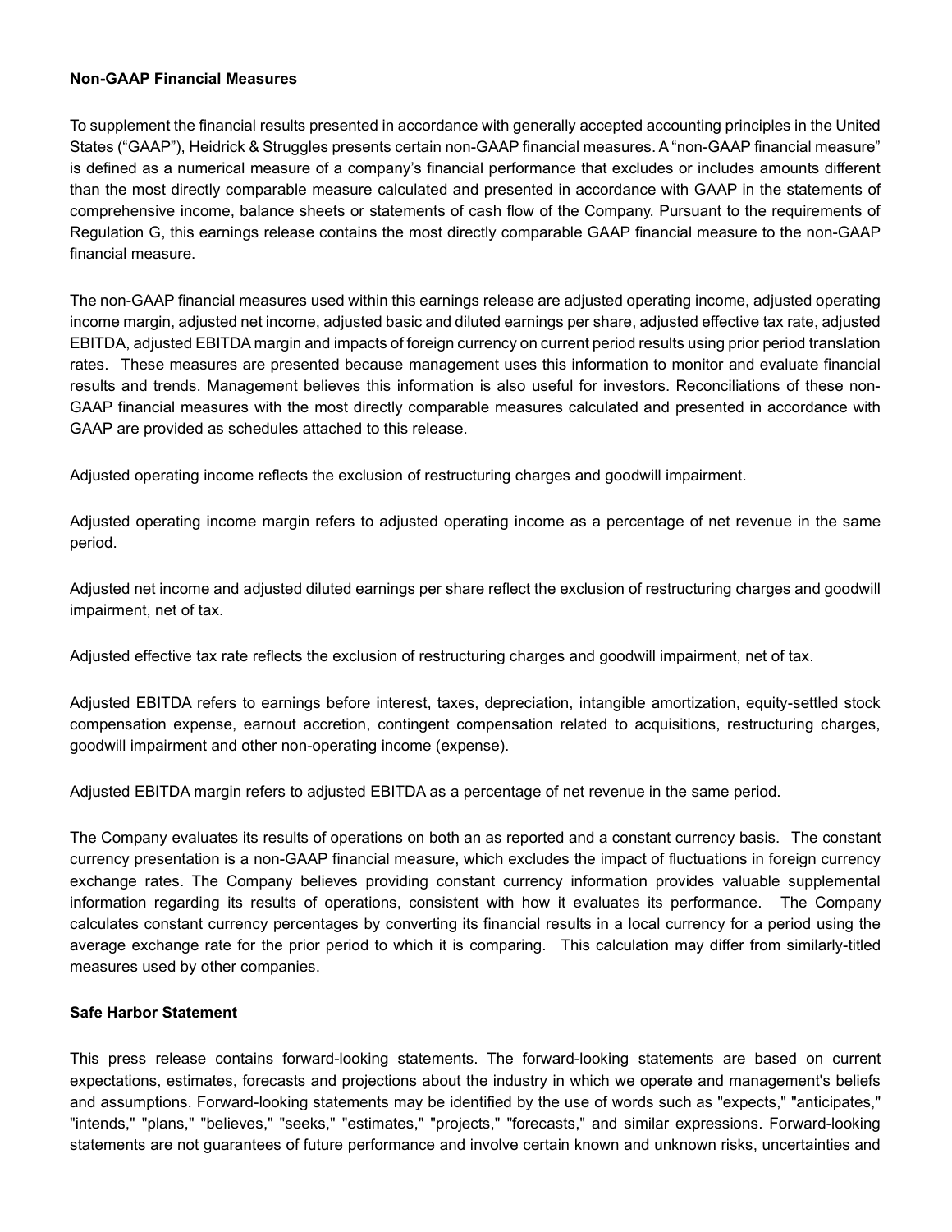**Non-GAAP Financial Measures**

To supplement the financial results presented in accordance with generally accepted accounting principles in the United States ("GAAP"), Heidrick & Struggles presents certain non-GAAP financial measures. A "non-GAAP financial measure" is defined as a numerical measure of a company's financial performance that excludes or includes amounts different than the most directly comparable measure calculated and presented in accordance with GAAP in the statements of comprehensive income, balance sheets or statements of cash flow of the Company. Pursuant to the requirements of Regulation G, this earnings release contains the most directly comparable GAAP financial measure to the non-GAAP financial measure.

The non-GAAP financial measures used within this earnings release are adjusted operating income, adjusted operating income margin, adjusted net income, adjusted basic and diluted earnings per share, adjusted effective tax rate, adjusted EBITDA, adjusted EBITDA margin and impacts of foreign currency on current period results using prior period translation rates. These measures are presented because management uses this information to monitor and evaluate financial results and trends. Management believes this information is also useful for investors. Reconciliations of these non-GAAP financial measures with the most directly comparable measures calculated and presented in accordance with GAAP are provided as schedules attached to this release.

Adjusted operating income reflects the exclusion of restructuring charges and goodwill impairment.

Adjusted operating income margin refers to adjusted operating income as a percentage of net revenue in the same period.

Adjusted net income and adjusted diluted earnings per share reflect the exclusion of restructuring charges and goodwill impairment, net of tax.

Adjusted effective tax rate reflects the exclusion of restructuring charges and goodwill impairment, net of tax.

Adjusted EBITDA refers to earnings before interest, taxes, depreciation, intangible amortization, equity-settled stock compensation expense, earnout accretion, contingent compensation related to acquisitions, restructuring charges, goodwill impairment and other non-operating income (expense).

Adjusted EBITDA margin refers to adjusted EBITDA as a percentage of net revenue in the same period.

The Company evaluates its results of operations on both an as reported and a constant currency basis. The constant currency presentation is a non-GAAP financial measure, which excludes the impact of fluctuations in foreign currency exchange rates. The Company believes providing constant currency information provides valuable supplemental information regarding its results of operations, consistent with how it evaluates its performance. The Company calculates constant currency percentages by converting its financial results in a local currency for a period using the average exchange rate for the prior period to which it is comparing. This calculation may differ from similarly-titled measures used by other companies.

**Safe Harbor Statement**

This press release contains forward-looking statements. The forward-looking statements are based on current expectations, estimates, forecasts and projections about the industry in which we operate and management's beliefs and assumptions. Forward-looking statements may be identified by the use of words such as "expects," "anticipates," "intends," "plans," "believes," "seeks," "estimates," "projects," "forecasts," and similar expressions. Forward-looking statements are not guarantees of future performance and involve certain known and unknown risks, uncertainties and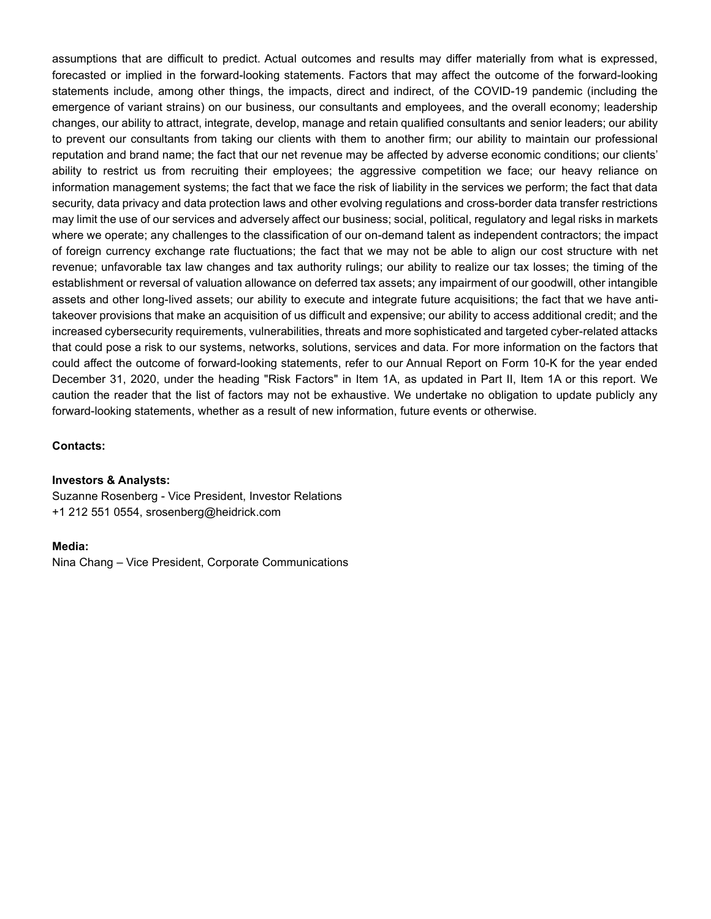assumptions that are difficult to predict. Actual outcomes and results may differ materially from what is expressed, forecasted or implied in the forward-looking statements. Factors that may affect the outcome of the forward-looking statements include, among other things, the impacts, direct and indirect, of the COVID-19 pandemic (including the emergence of variant strains) on our business, our consultants and employees, and the overall economy; leadership changes, our ability to attract, integrate, develop, manage and retain qualified consultants and senior leaders; our ability to prevent our consultants from taking our clients with them to another firm; our ability to maintain our professional reputation and brand name; the fact that our net revenue may be affected by adverse economic conditions; our clients' ability to restrict us from recruiting their employees; the aggressive competition we face; our heavy reliance on information management systems; the fact that we face the risk of liability in the services we perform; the fact that data security, data privacy and data protection laws and other evolving regulations and cross-border data transfer restrictions may limit the use of our services and adversely affect our business; social, political, regulatory and legal risks in markets where we operate; any challenges to the classification of our on-demand talent as independent contractors; the impact of foreign currency exchange rate fluctuations; the fact that we may not be able to align our cost structure with net revenue; unfavorable tax law changes and tax authority rulings; our ability to realize our tax losses; the timing of the establishment or reversal of valuation allowance on deferred tax assets; any impairment of our goodwill, other intangible assets and other long-lived assets; our ability to execute and integrate future acquisitions; the fact that we have anti-takeover provisions that make an acquisition of us difficult and expensive; our ability to access additional credit; and the increased cybersecurity requirements, vulnerabilities, threats and more sophisticated and targeted cyber-related attacks that could pose a risk to our systems, networks, solutions, services and data. For more information on the factors that could affect the outcome of forward-looking statements, refer to our Annual Report on Form 10-K for the year ended December 31, 2020, under the heading "Risk Factors" in Item 1A, as updated in Part II, Item 1A or this report. We caution the reader that the list of factors may not be exhaustive. We undertake no obligation to update publicly any forward-looking statements, whether as a result of new information, future events or otherwise.

**Contacts:**

**Investors & Analysts:**
Suzanne Rosenberg - Vice President, Investor Relations
+1 212 551 0554, srosenberg@heidrick.com

**Media:**
Nina Chang – Vice President, Corporate Communications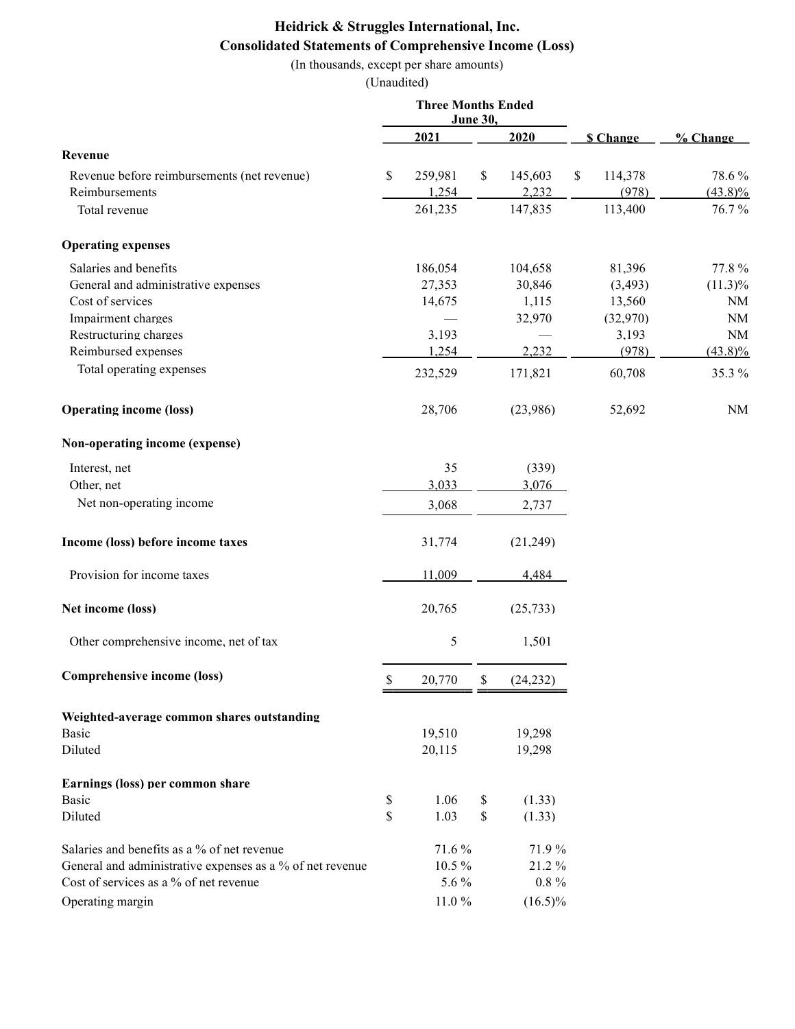# Heidrick & Struggles International, Inc.

## Consolidated Statements of Comprehensive Income (Loss)

(In thousands, except per share amounts)

(Unaudited)

| | Three Months Ended June 30, 2021 | Three Months Ended June 30, 2020 | $ Change | % Change |
|---|---|---|---|---|
| **Revenue** | | | | |
| Revenue before reimbursements (net revenue) | $ 259,981 | $ 145,603 | $ 114,378 | 78.6 % |
| Reimbursements | 1,254 | 2,232 | (978) | (43.8)% |
| Total revenue | 261,235 | 147,835 | 113,400 | 76.7 % |
| **Operating expenses** | | | | |
| Salaries and benefits | 186,054 | 104,658 | 81,396 | 77.8 % |
| General and administrative expenses | 27,353 | 30,846 | (3,493) | (11.3)% |
| Cost of services | 14,675 | 1,115 | 13,560 | NM |
| Impairment charges | — | 32,970 | (32,970) | NM |
| Restructuring charges | 3,193 | — | 3,193 | NM |
| Reimbursed expenses | 1,254 | 2,232 | (978) | (43.8)% |
| Total operating expenses | 232,529 | 171,821 | 60,708 | 35.3 % |
| **Operating income (loss)** | 28,706 | (23,986) | 52,692 | NM |
| **Non-operating income (expense)** | | | | |
| Interest, net | 35 | (339) | | |
| Other, net | 3,033 | 3,076 | | |
| Net non-operating income | 3,068 | 2,737 | | |
| **Income (loss) before income taxes** | 31,774 | (21,249) | | |
| Provision for income taxes | 11,009 | 4,484 | | |
| **Net income (loss)** | 20,765 | (25,733) | | |
| Other comprehensive income, net of tax | 5 | 1,501 | | |
| **Comprehensive income (loss)** | $ 20,770 | $ (24,232) | | |
| **Weighted-average common shares outstanding** | | | | |
| Basic | 19,510 | 19,298 | | |
| Diluted | 20,115 | 19,298 | | |
| **Earnings (loss) per common share** | | | | |
| Basic | $ 1.06 | $ (1.33) | | |
| Diluted | $ 1.03 | $ (1.33) | | |
| Salaries and benefits as a % of net revenue | 71.6 % | 71.9 % | | |
| General and administrative expenses as a % of net revenue | 10.5 % | 21.2 % | | |
| Cost of services as a % of net revenue | 5.6 % | 0.8 % | | |
| Operating margin | 11.0 % | (16.5)% | | |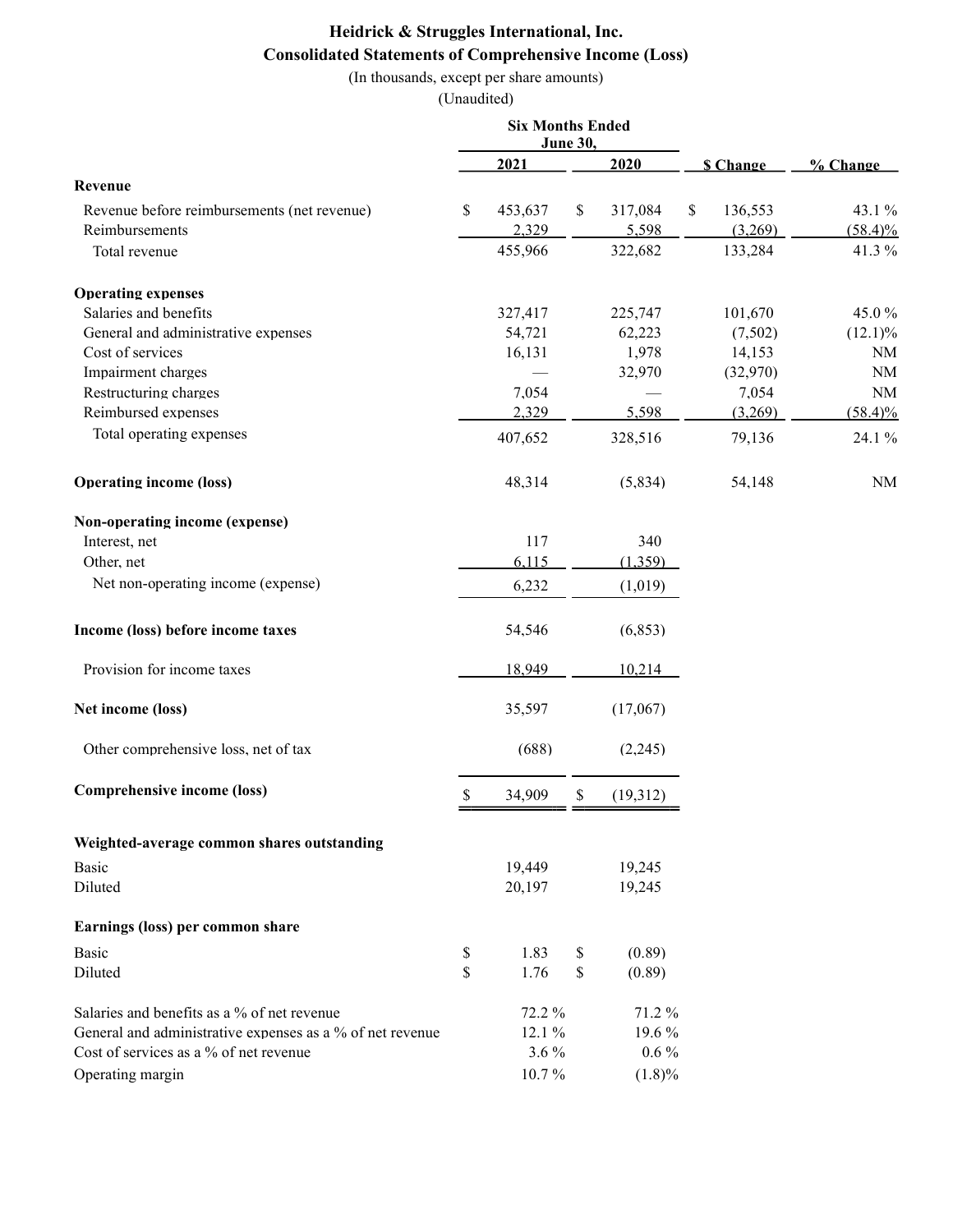# Heidrick & Struggles International, Inc.

## Consolidated Statements of Comprehensive Income (Loss)

(In thousands, except per share amounts)

(Unaudited)

| | Six Months Ended June 30, 2021 | Six Months Ended June 30, 2020 | $ Change | % Change |
|---|---|---|---|---|
| **Revenue** | | | | |
| Revenue before reimbursements (net revenue) | $ 453,637 | $ 317,084 | $ 136,553 | 43.1 % |
| Reimbursements | 2,329 | 5,598 | (3,269) | (58.4)% |
| Total revenue | 455,966 | 322,682 | 133,284 | 41.3 % |
| **Operating expenses** | | | | |
| Salaries and benefits | 327,417 | 225,747 | 101,670 | 45.0 % |
| General and administrative expenses | 54,721 | 62,223 | (7,502) | (12.1)% |
| Cost of services | 16,131 | 1,978 | 14,153 | NM |
| Impairment charges | — | 32,970 | (32,970) | NM |
| Restructuring charges | 7,054 | — | 7,054 | NM |
| Reimbursed expenses | 2,329 | 5,598 | (3,269) | (58.4)% |
| Total operating expenses | 407,652 | 328,516 | 79,136 | 24.1 % |
| **Operating income (loss)** | 48,314 | (5,834) | 54,148 | NM |
| **Non-operating income (expense)** | | | | |
| Interest, net | 117 | 340 | | |
| Other, net | 6,115 | (1,359) | | |
| Net non-operating income (expense) | 6,232 | (1,019) | | |
| **Income (loss) before income taxes** | 54,546 | (6,853) | | |
| Provision for income taxes | 18,949 | 10,214 | | |
| **Net income (loss)** | 35,597 | (17,067) | | |
| Other comprehensive loss, net of tax | (688) | (2,245) | | |
| **Comprehensive income (loss)** | $ 34,909 | $ (19,312) | | |
| **Weighted-average common shares outstanding** | | | | |
| Basic | 19,449 | 19,245 | | |
| Diluted | 20,197 | 19,245 | | |
| **Earnings (loss) per common share** | | | | |
| Basic | $ 1.83 | $ (0.89) | | |
| Diluted | $ 1.76 | $ (0.89) | | |
| Salaries and benefits as a % of net revenue | 72.2 % | 71.2 % | | |
| General and administrative expenses as a % of net revenue | 12.1 % | 19.6 % | | |
| Cost of services as a % of net revenue | 3.6 % | 0.6 % | | |
| Operating margin | 10.7 % | (1.8)% | | |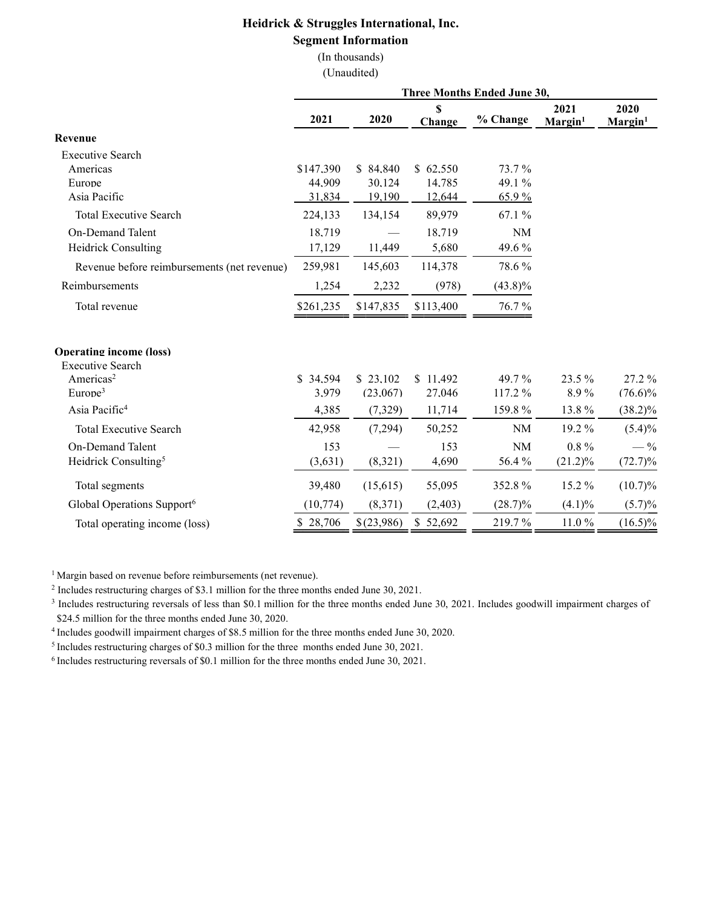**Heidrick & Struggles International, Inc.**

**Segment Information**

(In thousands)

(Unaudited)

| | Three Months Ended June 30, | | | | | |
|---|---|---|---|---|---|---|
| | 2021 | 2020 | $ Change | % Change | 2021 Margin[1] | 2020 Margin[1] |
| **Revenue** | | | | | | |
| Executive Search | | | | | | |
| Americas | $147,390 | $ 84,840 | $ 62,550 | 73.7 % | | |
| Europe | 44,909 | 30,124 | 14,785 | 49.1 % | | |
| Asia Pacific | 31,834 | 19,190 | 12,644 | 65.9 % | | |
| Total Executive Search | 224,133 | 134,154 | 89,979 | 67.1 % | | |
| On-Demand Talent | 18,719 | — | 18,719 | NM | | |
| Heidrick Consulting | 17,129 | 11,449 | 5,680 | 49.6 % | | |
| Revenue before reimbursements (net revenue) | 259,981 | 145,603 | 114,378 | 78.6 % | | |
| Reimbursements | 1,254 | 2,232 | (978) | (43.8)% | | |
| Total revenue | $261,235 | $147,835 | $113,400 | 76.7 % | | |
| **Operating income (loss)** | | | | | | |
| Executive Search | | | | | | |
| Americas[2] | $ 34,594 | $ 23,102 | $ 11,492 | 49.7 % | 23.5 % | 27.2 % |
| Europe[3] | 3,979 | (23,067) | 27,046 | 117.2 % | 8.9 % | (76.6)% |
| Asia Pacific[4] | 4,385 | (7,329) | 11,714 | 159.8 % | 13.8 % | (38.2)% |
| Total Executive Search | 42,958 | (7,294) | 50,252 | NM | 19.2 % | (5.4)% |
| On-Demand Talent | 153 | — | 153 | NM | 0.8 % | — % |
| Heidrick Consulting[5] | (3,631) | (8,321) | 4,690 | 56.4 % | (21.2)% | (72.7)% |
| Total segments | 39,480 | (15,615) | 55,095 | 352.8 % | 15.2 % | (10.7)% |
| Global Operations Support[6] | (10,774) | (8,371) | (2,403) | (28.7)% | (4.1)% | (5.7)% |
| Total operating income (loss) | $ 28,706 | $(23,986) | $ 52,692 | 219.7 % | 11.0 % | (16.5)% |

[1] Margin based on revenue before reimbursements (net revenue).

[2] Includes restructuring charges of $3.1 million for the three months ended June 30, 2021.

[3] Includes restructuring reversals of less than $0.1 million for the three months ended June 30, 2021. Includes goodwill impairment charges of $24.5 million for the three months ended June 30, 2020.

[4] Includes goodwill impairment charges of $8.5 million for the three months ended June 30, 2020.

[5] Includes restructuring charges of $0.3 million for the three months ended June 30, 2021.

[6] Includes restructuring reversals of $0.1 million for the three months ended June 30, 2021.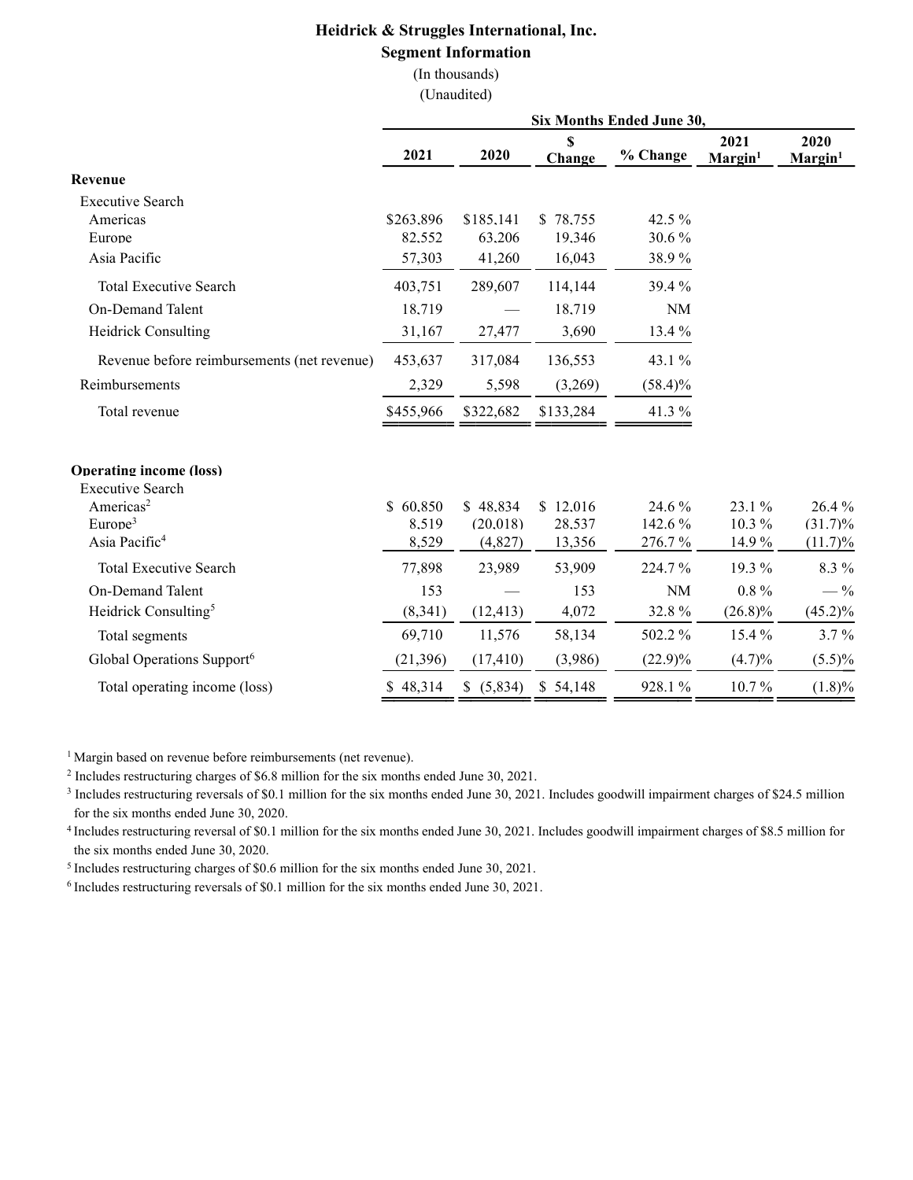**Heidrick & Struggles International, Inc.**

**Segment Information**

(In thousands)

(Unaudited)

| | Six Months Ended June 30, | | | | | |
|---|---|---|---|---|---|---|
| | 2021 | 2020 | $ Change | % Change | 2021 Margin[1] | 2020 Margin[1] |
| **Revenue** | | | | | | |
| Executive Search | | | | | | |
| Americas | $263,896 | $185,141 | $ 78,755 | 42.5 % | | |
| Europe | 82,552 | 63,206 | 19,346 | 30.6 % | | |
| Asia Pacific | 57,303 | 41,260 | 16,043 | 38.9 % | | |
| Total Executive Search | 403,751 | 289,607 | 114,144 | 39.4 % | | |
| On-Demand Talent | 18,719 | — | 18,719 | NM | | |
| Heidrick Consulting | 31,167 | 27,477 | 3,690 | 13.4 % | | |
| Revenue before reimbursements (net revenue) | 453,637 | 317,084 | 136,553 | 43.1 % | | |
| Reimbursements | 2,329 | 5,598 | (3,269) | (58.4)% | | |
| Total revenue | $455,966 | $322,682 | $133,284 | 41.3 % | | |
| **Operating income (loss)** | | | | | | |
| Executive Search | | | | | | |
| Americas[2] | $ 60,850 | $ 48,834 | $ 12,016 | 24.6 % | 23.1 % | 26.4 % |
| Europe[3] | 8,519 | (20,018) | 28,537 | 142.6 % | 10.3 % | (31.7)% |
| Asia Pacific[4] | 8,529 | (4,827) | 13,356 | 276.7 % | 14.9 % | (11.7)% |
| Total Executive Search | 77,898 | 23,989 | 53,909 | 224.7 % | 19.3 % | 8.3 % |
| On-Demand Talent | 153 | — | 153 | NM | 0.8 % | — % |
| Heidrick Consulting[5] | (8,341) | (12,413) | 4,072 | 32.8 % | (26.8)% | (45.2)% |
| Total segments | 69,710 | 11,576 | 58,134 | 502.2 % | 15.4 % | 3.7 % |
| Global Operations Support[6] | (21,396) | (17,410) | (3,986) | (22.9)% | (4.7)% | (5.5)% |
| Total operating income (loss) | $ 48,314 | $ (5,834) | $ 54,148 | 928.1 % | 10.7 % | (1.8)% |

[1] Margin based on revenue before reimbursements (net revenue).

[2] Includes restructuring charges of $6.8 million for the six months ended June 30, 2021.

[3] Includes restructuring reversals of $0.1 million for the six months ended June 30, 2021. Includes goodwill impairment charges of $24.5 million for the six months ended June 30, 2020.

[4] Includes restructuring reversal of $0.1 million for the six months ended June 30, 2021. Includes goodwill impairment charges of $8.5 million for the six months ended June 30, 2020.

[5] Includes restructuring charges of $0.6 million for the six months ended June 30, 2021.

[6] Includes restructuring reversals of $0.1 million for the six months ended June 30, 2021.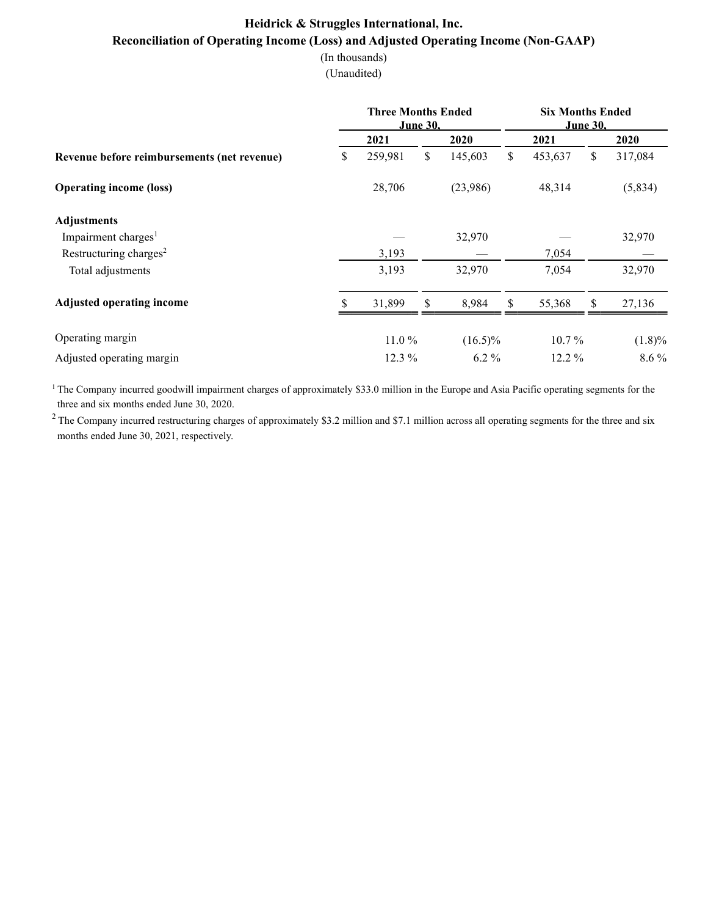# Heidrick & Struggles International, Inc.

## Reconciliation of Operating Income (Loss) and Adjusted Operating Income (Non-GAAP)

(In thousands)

(Unaudited)

| | Three Months Ended June 30, | | Six Months Ended June 30, | |
|---|---|---|---|---|
| | 2021 | 2020 | 2021 | 2020 |
| **Revenue before reimbursements (net revenue)** | $ 259,981 | $ 145,603 | $ 453,637 | $ 317,084 |
| **Operating income (loss)** | 28,706 | (23,986) | 48,314 | (5,834) |
| **Adjustments** | | | | |
| Impairment charges[1] | — | 32,970 | — | 32,970 |
| Restructuring charges[2] | 3,193 | — | 7,054 | — |
| Total adjustments | 3,193 | 32,970 | 7,054 | 32,970 |
| **Adjusted operating income** | $ 31,899 | $ 8,984 | $ 55,368 | $ 27,136 |
| Operating margin | 11.0 % | (16.5)% | 10.7 % | (1.8)% |
| Adjusted operating margin | 12.3 % | 6.2 % | 12.2 % | 8.6 % |

[1] The Company incurred goodwill impairment charges of approximately $33.0 million in the Europe and Asia Pacific operating segments for the three and six months ended June 30, 2020.

[2] The Company incurred restructuring charges of approximately $3.2 million and $7.1 million across all operating segments for the three and six months ended June 30, 2021, respectively.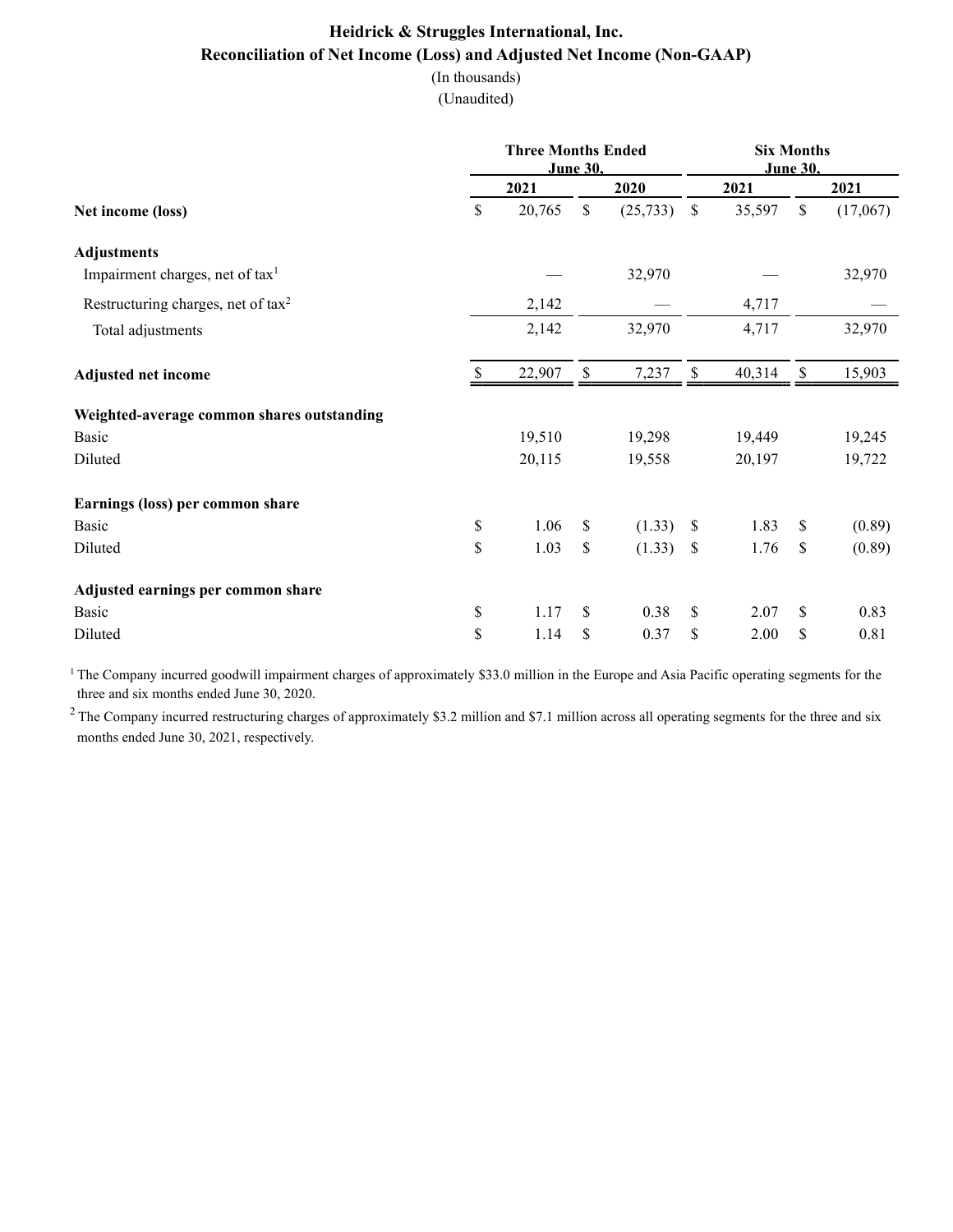# Heidrick & Struggles International, Inc.
## Reconciliation of Net Income (Loss) and Adjusted Net Income (Non-GAAP)

(In thousands)

(Unaudited)

| | Three Months Ended June 30, | | Six Months June 30, | |
|---|---|---|---|---|
| | 2021 | 2020 | 2021 | 2021 |
| **Net income (loss)** | $ 20,765 | $ (25,733) | $ 35,597 | $ (17,067) |
| **Adjustments** | | | | |
| Impairment charges, net of tax[1] | — | 32,970 | — | 32,970 |
| Restructuring charges, net of tax[2] | 2,142 | — | 4,717 | — |
| Total adjustments | 2,142 | 32,970 | 4,717 | 32,970 |
| **Adjusted net income** | $ 22,907 | $ 7,237 | $ 40,314 | $ 15,903 |
| **Weighted-average common shares outstanding** | | | | |
| Basic | 19,510 | 19,298 | 19,449 | 19,245 |
| Diluted | 20,115 | 19,558 | 20,197 | 19,722 |
| **Earnings (loss) per common share** | | | | |
| Basic | $ 1.06 | $ (1.33) | $ 1.83 | $ (0.89) |
| Diluted | $ 1.03 | $ (1.33) | $ 1.76 | $ (0.89) |
| **Adjusted earnings per common share** | | | | |
| Basic | $ 1.17 | $ 0.38 | $ 2.07 | $ 0.83 |
| Diluted | $ 1.14 | $ 0.37 | $ 2.00 | $ 0.81 |

[1] The Company incurred goodwill impairment charges of approximately $33.0 million in the Europe and Asia Pacific operating segments for the three and six months ended June 30, 2020.

[2] The Company incurred restructuring charges of approximately $3.2 million and $7.1 million across all operating segments for the three and six months ended June 30, 2021, respectively.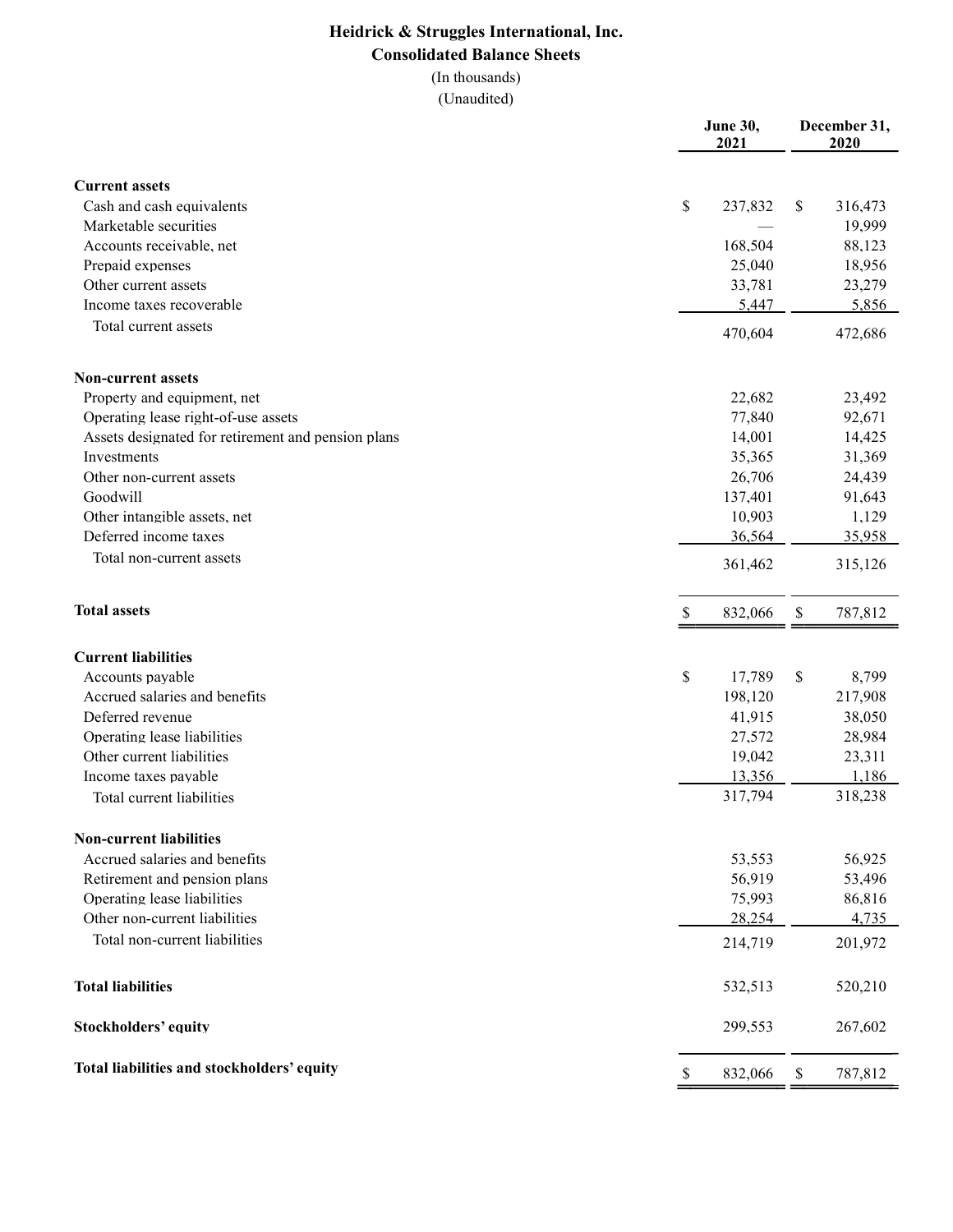**Heidrick & Struggles International, Inc.**

**Consolidated Balance Sheets**

(In thousands)

(Unaudited)

| | June 30, 2021 | December 31, 2020 |
|---|---|---|
| **Current assets** | | |
| Cash and cash equivalents | $ 237,832 | $ 316,473 |
| Marketable securities | — | 19,999 |
| Accounts receivable, net | 168,504 | 88,123 |
| Prepaid expenses | 25,040 | 18,956 |
| Other current assets | 33,781 | 23,279 |
| Income taxes recoverable | 5,447 | 5,856 |
| Total current assets | 470,604 | 472,686 |
| **Non-current assets** | | |
| Property and equipment, net | 22,682 | 23,492 |
| Operating lease right-of-use assets | 77,840 | 92,671 |
| Assets designated for retirement and pension plans | 14,001 | 14,425 |
| Investments | 35,365 | 31,369 |
| Other non-current assets | 26,706 | 24,439 |
| Goodwill | 137,401 | 91,643 |
| Other intangible assets, net | 10,903 | 1,129 |
| Deferred income taxes | 36,564 | 35,958 |
| Total non-current assets | 361,462 | 315,126 |
| **Total assets** | $ 832,066 | $ 787,812 |
| **Current liabilities** | | |
| Accounts payable | $ 17,789 | $ 8,799 |
| Accrued salaries and benefits | 198,120 | 217,908 |
| Deferred revenue | 41,915 | 38,050 |
| Operating lease liabilities | 27,572 | 28,984 |
| Other current liabilities | 19,042 | 23,311 |
| Income taxes payable | 13,356 | 1,186 |
| Total current liabilities | 317,794 | 318,238 |
| **Non-current liabilities** | | |
| Accrued salaries and benefits | 53,553 | 56,925 |
| Retirement and pension plans | 56,919 | 53,496 |
| Operating lease liabilities | 75,993 | 86,816 |
| Other non-current liabilities | 28,254 | 4,735 |
| Total non-current liabilities | 214,719 | 201,972 |
| **Total liabilities** | 532,513 | 520,210 |
| **Stockholders' equity** | 299,553 | 267,602 |
| **Total liabilities and stockholders' equity** | $ 832,066 | $ 787,812 |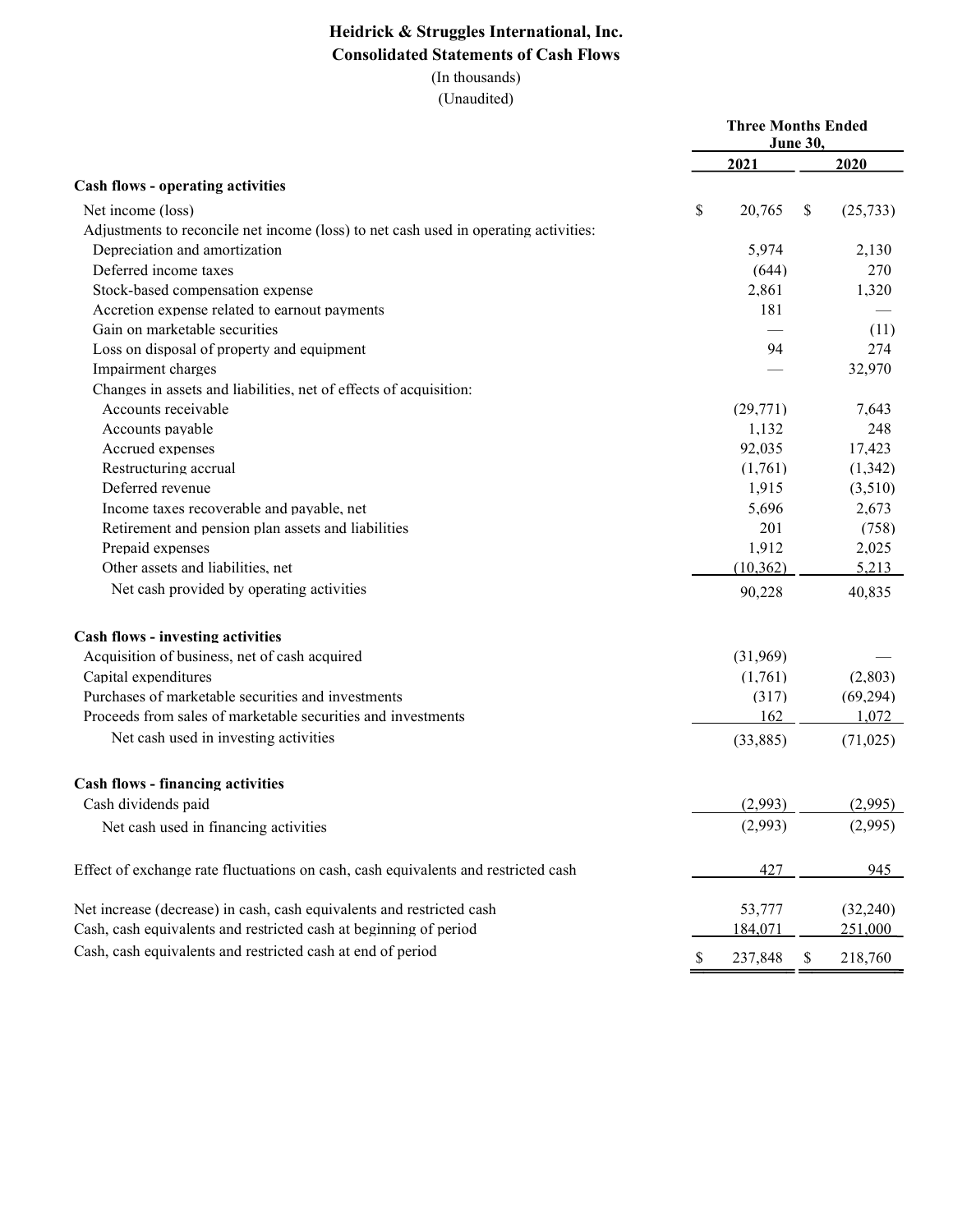# Heidrick & Struggles International, Inc.
## Consolidated Statements of Cash Flows
(In thousands)
(Unaudited)

| | Three Months Ended June 30, | |
|---|---|---|
| | 2021 | 2020 |
| **Cash flows - operating activities** | | |
| Net income (loss) | $ 20,765 | $ (25,733) |
| Adjustments to reconcile net income (loss) to net cash used in operating activities: | | |
| Depreciation and amortization | 5,974 | 2,130 |
| Deferred income taxes | (644) | 270 |
| Stock-based compensation expense | 2,861 | 1,320 |
| Accretion expense related to earnout payments | 181 | — |
| Gain on marketable securities | — | (11) |
| Loss on disposal of property and equipment | 94 | 274 |
| Impairment charges | — | 32,970 |
| Changes in assets and liabilities, net of effects of acquisition: | | |
| Accounts receivable | (29,771) | 7,643 |
| Accounts payable | 1,132 | 248 |
| Accrued expenses | 92,035 | 17,423 |
| Restructuring accrual | (1,761) | (1,342) |
| Deferred revenue | 1,915 | (3,510) |
| Income taxes recoverable and payable, net | 5,696 | 2,673 |
| Retirement and pension plan assets and liabilities | 201 | (758) |
| Prepaid expenses | 1,912 | 2,025 |
| Other assets and liabilities, net | (10,362) | 5,213 |
| Net cash provided by operating activities | 90,228 | 40,835 |
| **Cash flows - investing activities** | | |
| Acquisition of business, net of cash acquired | (31,969) | — |
| Capital expenditures | (1,761) | (2,803) |
| Purchases of marketable securities and investments | (317) | (69,294) |
| Proceeds from sales of marketable securities and investments | 162 | 1,072 |
| Net cash used in investing activities | (33,885) | (71,025) |
| **Cash flows - financing activities** | | |
| Cash dividends paid | (2,993) | (2,995) |
| Net cash used in financing activities | (2,993) | (2,995) |
| Effect of exchange rate fluctuations on cash, cash equivalents and restricted cash | 427 | 945 |
| Net increase (decrease) in cash, cash equivalents and restricted cash | 53,777 | (32,240) |
| Cash, cash equivalents and restricted cash at beginning of period | 184,071 | 251,000 |
| Cash, cash equivalents and restricted cash at end of period | $ 237,848 | $ 218,760 |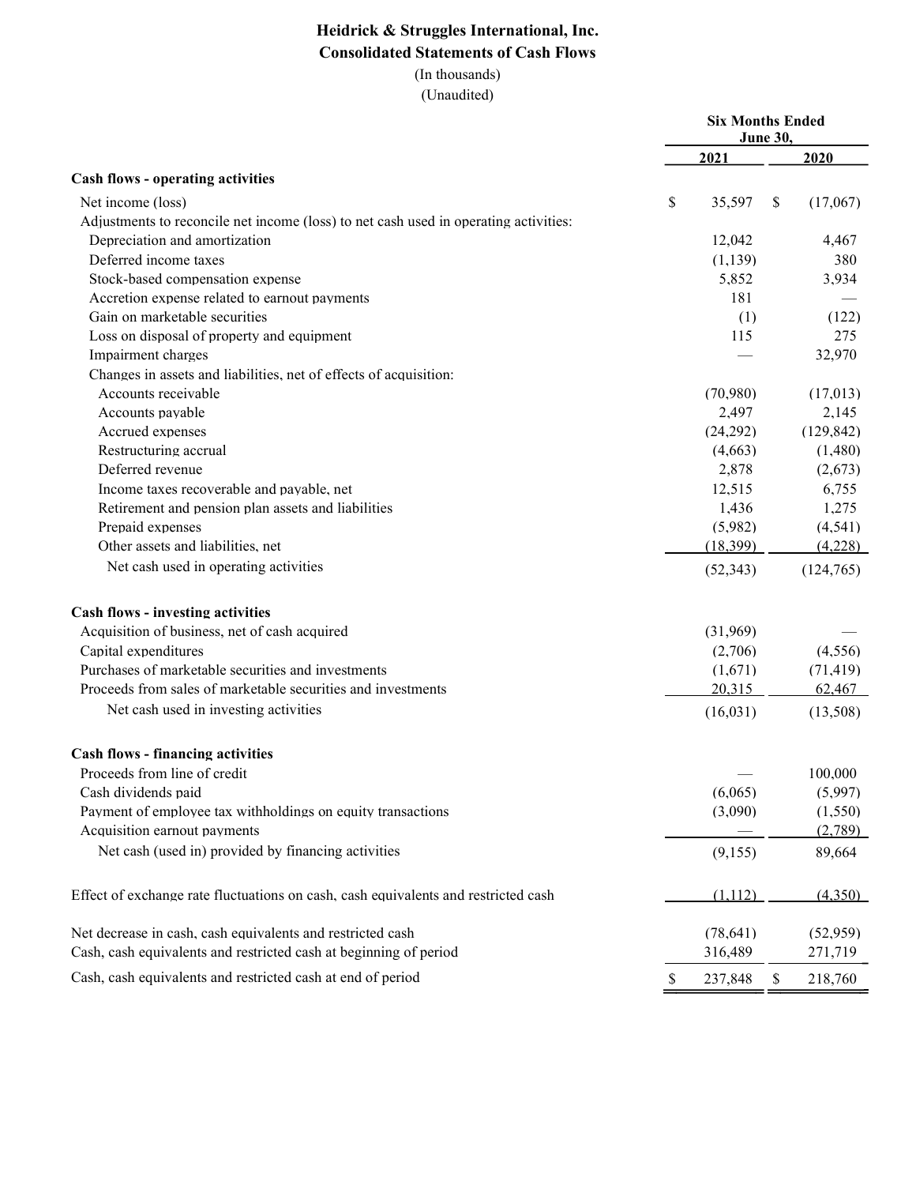# Heidrick & Struggles International, Inc.

## Consolidated Statements of Cash Flows

(In thousands)

(Unaudited)

| | Six Months Ended June 30, | |
|---|---|---|
| | 2021 | 2020 |
| **Cash flows - operating activities** | | |
| Net income (loss) | $ 35,597 | $ (17,067) |
| Adjustments to reconcile net income (loss) to net cash used in operating activities: | | |
| Depreciation and amortization | 12,042 | 4,467 |
| Deferred income taxes | (1,139) | 380 |
| Stock-based compensation expense | 5,852 | 3,934 |
| Accretion expense related to earnout payments | 181 | — |
| Gain on marketable securities | (1) | (122) |
| Loss on disposal of property and equipment | 115 | 275 |
| Impairment charges | — | 32,970 |
| Changes in assets and liabilities, net of effects of acquisition: | | |
| Accounts receivable | (70,980) | (17,013) |
| Accounts payable | 2,497 | 2,145 |
| Accrued expenses | (24,292) | (129,842) |
| Restructuring accrual | (4,663) | (1,480) |
| Deferred revenue | 2,878 | (2,673) |
| Income taxes recoverable and payable, net | 12,515 | 6,755 |
| Retirement and pension plan assets and liabilities | 1,436 | 1,275 |
| Prepaid expenses | (5,982) | (4,541) |
| Other assets and liabilities, net | (18,399) | (4,228) |
| Net cash used in operating activities | (52,343) | (124,765) |
| **Cash flows - investing activities** | | |
| Acquisition of business, net of cash acquired | (31,969) | — |
| Capital expenditures | (2,706) | (4,556) |
| Purchases of marketable securities and investments | (1,671) | (71,419) |
| Proceeds from sales of marketable securities and investments | 20,315 | 62,467 |
| Net cash used in investing activities | (16,031) | (13,508) |
| **Cash flows - financing activities** | | |
| Proceeds from line of credit | — | 100,000 |
| Cash dividends paid | (6,065) | (5,997) |
| Payment of employee tax withholdings on equity transactions | (3,090) | (1,550) |
| Acquisition earnout payments | — | (2,789) |
| Net cash (used in) provided by financing activities | (9,155) | 89,664 |
| Effect of exchange rate fluctuations on cash, cash equivalents and restricted cash | (1,112) | (4,350) |
| Net decrease in cash, cash equivalents and restricted cash | (78,641) | (52,959) |
| Cash, cash equivalents and restricted cash at beginning of period | 316,489 | 271,719 |
| Cash, cash equivalents and restricted cash at end of period | $ 237,848 | $ 218,760 |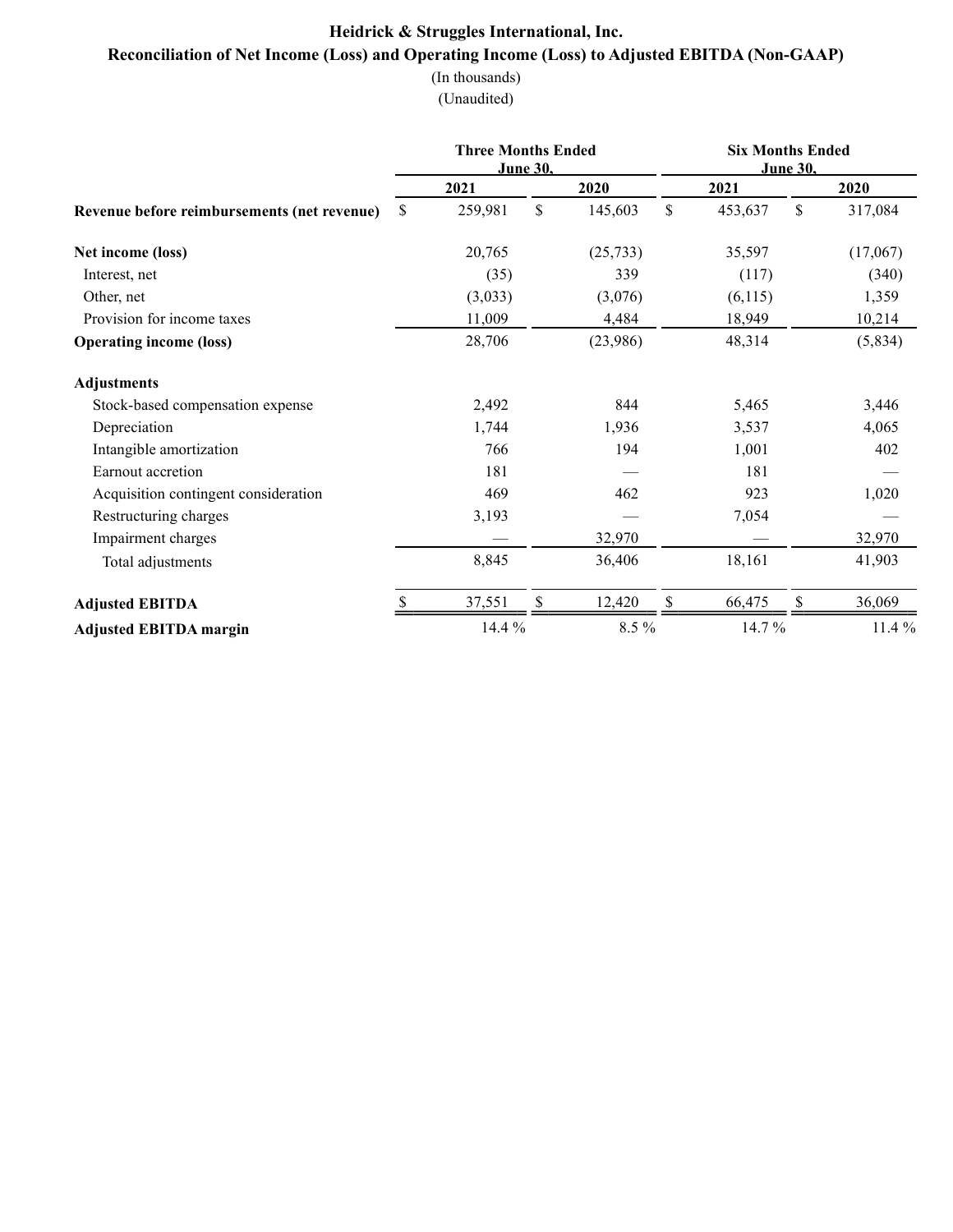**Heidrick & Struggles International, Inc.**

**Reconciliation of Net Income (Loss) and Operating Income (Loss) to Adjusted EBITDA (Non-GAAP)**

(In thousands)

(Unaudited)

| | Three Months Ended June 30, | | Six Months Ended June 30, | |
|---|---|---|---|---|
| | 2021 | 2020 | 2021 | 2020 |
| **Revenue before reimbursements (net revenue)** | $ 259,981 | $ 145,603 | $ 453,637 | $ 317,084 |
| | | | | |
| **Net income (loss)** | 20,765 | (25,733) | 35,597 | (17,067) |
| Interest, net | (35) | 339 | (117) | (340) |
| Other, net | (3,033) | (3,076) | (6,115) | 1,359 |
| Provision for income taxes | 11,009 | 4,484 | 18,949 | 10,214 |
| **Operating income (loss)** | 28,706 | (23,986) | 48,314 | (5,834) |
| | | | | |
| **Adjustments** | | | | |
| Stock-based compensation expense | 2,492 | 844 | 5,465 | 3,446 |
| Depreciation | 1,744 | 1,936 | 3,537 | 4,065 |
| Intangible amortization | 766 | 194 | 1,001 | 402 |
| Earnout accretion | 181 | — | 181 | — |
| Acquisition contingent consideration | 469 | 462 | 923 | 1,020 |
| Restructuring charges | 3,193 | — | 7,054 | — |
| Impairment charges | — | 32,970 | — | 32,970 |
| Total adjustments | 8,845 | 36,406 | 18,161 | 41,903 |
| | | | | |
| **Adjusted EBITDA** | $ 37,551 | $ 12,420 | $ 66,475 | $ 36,069 |
| **Adjusted EBITDA margin** | 14.4 % | 8.5 % | 14.7 % | 11.4 % |